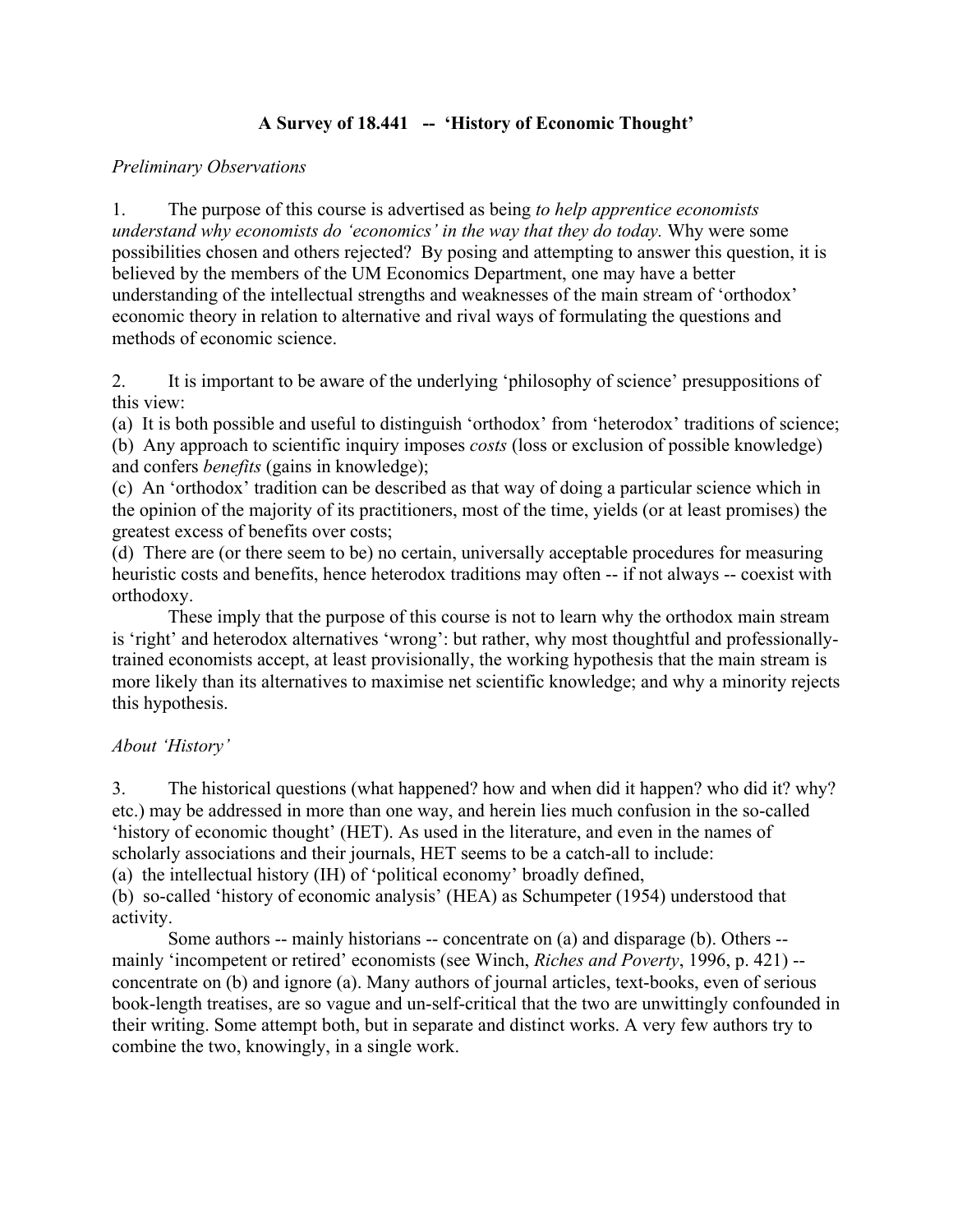# A Survey of 18.441 -- 'History of Economic Thought'

*Preliminary Observations*

1. The purpose of this course is advertised as being *to help apprentice economists understand why economists do 'economics' in the way that they do today.* Why were some possibilities chosen and others rejected? By posing and attempting to answer this question, it is believed by the members of the UM Economics Department, one may have a better understanding of the intellectual strengths and weaknesses of the main stream of 'orthodox' economic theory in relation to alternative and rival ways of formulating the questions and methods of economic science.

2. It is important to be aware of the underlying 'philosophy of science' presuppositions of this view:
(a) It is both possible and useful to distinguish 'orthodox' from 'heterodox' traditions of science;
(b) Any approach to scientific inquiry imposes *costs* (loss or exclusion of possible knowledge) and confers *benefits* (gains in knowledge);
(c) An 'orthodox' tradition can be described as that way of doing a particular science which in the opinion of the majority of its practitioners, most of the time, yields (or at least promises) the greatest excess of benefits over costs;
(d) There are (or there seem to be) no certain, universally acceptable procedures for measuring heuristic costs and benefits, hence heterodox traditions may often -- if not always -- coexist with orthodoxy.

These imply that the purpose of this course is not to learn why the orthodox main stream is 'right' and heterodox alternatives 'wrong': but rather, why most thoughtful and professionally-trained economists accept, at least provisionally, the working hypothesis that the main stream is more likely than its alternatives to maximise net scientific knowledge; and why a minority rejects this hypothesis.

*About 'History'*

3. The historical questions (what happened? how and when did it happen? who did it? why? etc.) may be addressed in more than one way, and herein lies much confusion in the so-called 'history of economic thought' (HET). As used in the literature, and even in the names of scholarly associations and their journals, HET seems to be a catch-all to include:
(a) the intellectual history (IH) of 'political economy' broadly defined,
(b) so-called 'history of economic analysis' (HEA) as Schumpeter (1954) understood that activity.

Some authors -- mainly historians -- concentrate on (a) and disparage (b). Others -- mainly 'incompetent or retired' economists (see Winch, *Riches and Poverty*, 1996, p. 421) -- concentrate on (b) and ignore (a). Many authors of journal articles, text-books, even of serious book-length treatises, are so vague and un-self-critical that the two are unwittingly confounded in their writing. Some attempt both, but in separate and distinct works. A very few authors try to combine the two, knowingly, in a single work.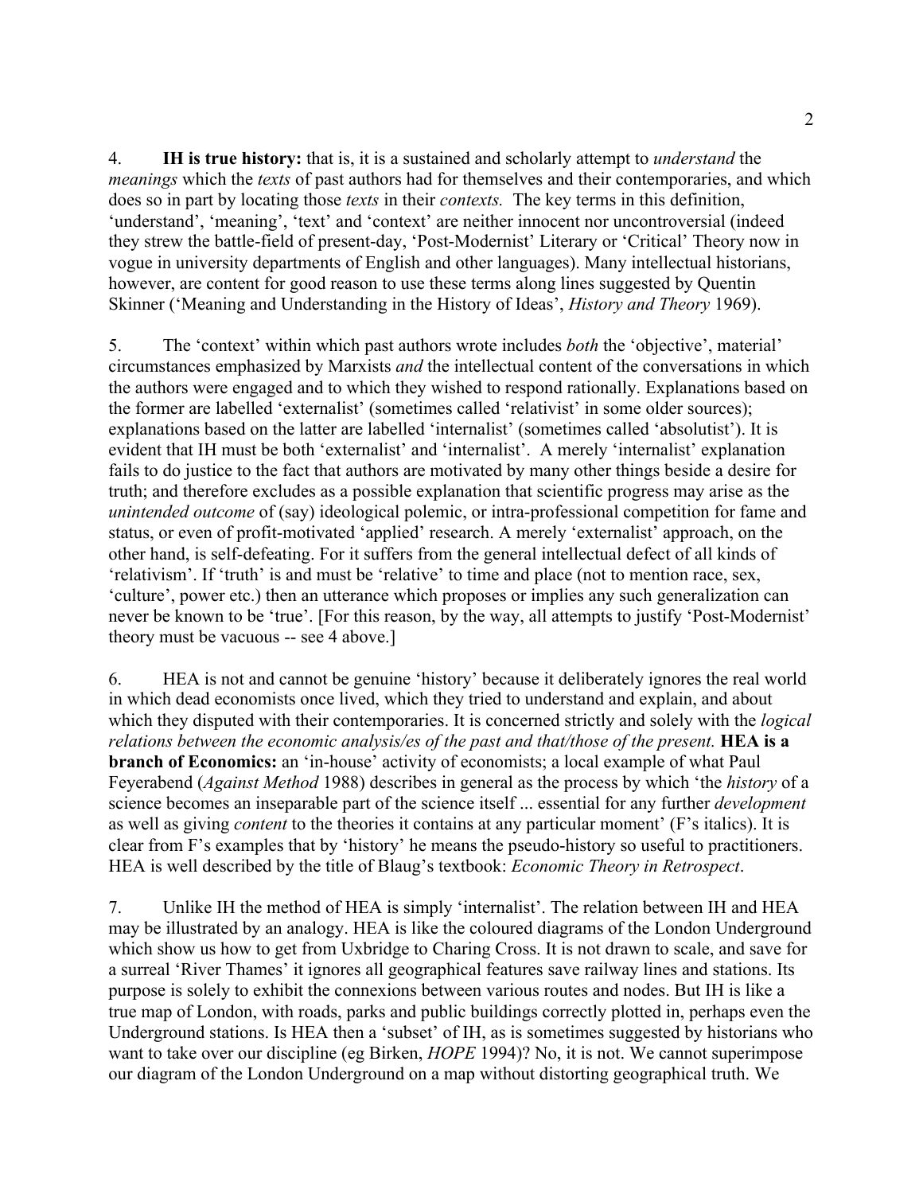4. **IH is true history:** that is, it is a sustained and scholarly attempt to *understand* the *meanings* which the *texts* of past authors had for themselves and their contemporaries, and which does so in part by locating those *texts* in their *contexts.* The key terms in this definition, 'understand', 'meaning', 'text' and 'context' are neither innocent nor uncontroversial (indeed they strew the battle-field of present-day, 'Post-Modernist' Literary or 'Critical' Theory now in vogue in university departments of English and other languages). Many intellectual historians, however, are content for good reason to use these terms along lines suggested by Quentin Skinner ('Meaning and Understanding in the History of Ideas', *History and Theory* 1969).

5. The 'context' within which past authors wrote includes *both* the 'objective', material' circumstances emphasized by Marxists *and* the intellectual content of the conversations in which the authors were engaged and to which they wished to respond rationally. Explanations based on the former are labelled 'externalist' (sometimes called 'relativist' in some older sources); explanations based on the latter are labelled 'internalist' (sometimes called 'absolutist'). It is evident that IH must be both 'externalist' and 'internalist'. A merely 'internalist' explanation fails to do justice to the fact that authors are motivated by many other things beside a desire for truth; and therefore excludes as a possible explanation that scientific progress may arise as the *unintended outcome* of (say) ideological polemic, or intra-professional competition for fame and status, or even of profit-motivated 'applied' research. A merely 'externalist' approach, on the other hand, is self-defeating. For it suffers from the general intellectual defect of all kinds of 'relativism'. If 'truth' is and must be 'relative' to time and place (not to mention race, sex, 'culture', power etc.) then an utterance which proposes or implies any such generalization can never be known to be 'true'. [For this reason, by the way, all attempts to justify 'Post-Modernist' theory must be vacuous -- see 4 above.]

6. HEA is not and cannot be genuine 'history' because it deliberately ignores the real world in which dead economists once lived, which they tried to understand and explain, and about which they disputed with their contemporaries. It is concerned strictly and solely with the *logical relations between the economic analysis/es of the past and that/those of the present.* **HEA is a branch of Economics:** an 'in-house' activity of economists; a local example of what Paul Feyerabend (*Against Method* 1988) describes in general as the process by which 'the *history* of a science becomes an inseparable part of the science itself ... essential for any further *development* as well as giving *content* to the theories it contains at any particular moment' (F's italics). It is clear from F's examples that by 'history' he means the pseudo-history so useful to practitioners. HEA is well described by the title of Blaug's textbook: *Economic Theory in Retrospect*.

7. Unlike IH the method of HEA is simply 'internalist'. The relation between IH and HEA may be illustrated by an analogy. HEA is like the coloured diagrams of the London Underground which show us how to get from Uxbridge to Charing Cross. It is not drawn to scale, and save for a surreal 'River Thames' it ignores all geographical features save railway lines and stations. Its purpose is solely to exhibit the connexions between various routes and nodes. But IH is like a true map of London, with roads, parks and public buildings correctly plotted in, perhaps even the Underground stations. Is HEA then a 'subset' of IH, as is sometimes suggested by historians who want to take over our discipline (eg Birken, *HOPE* 1994)? No, it is not. We cannot superimpose our diagram of the London Underground on a map without distorting geographical truth. We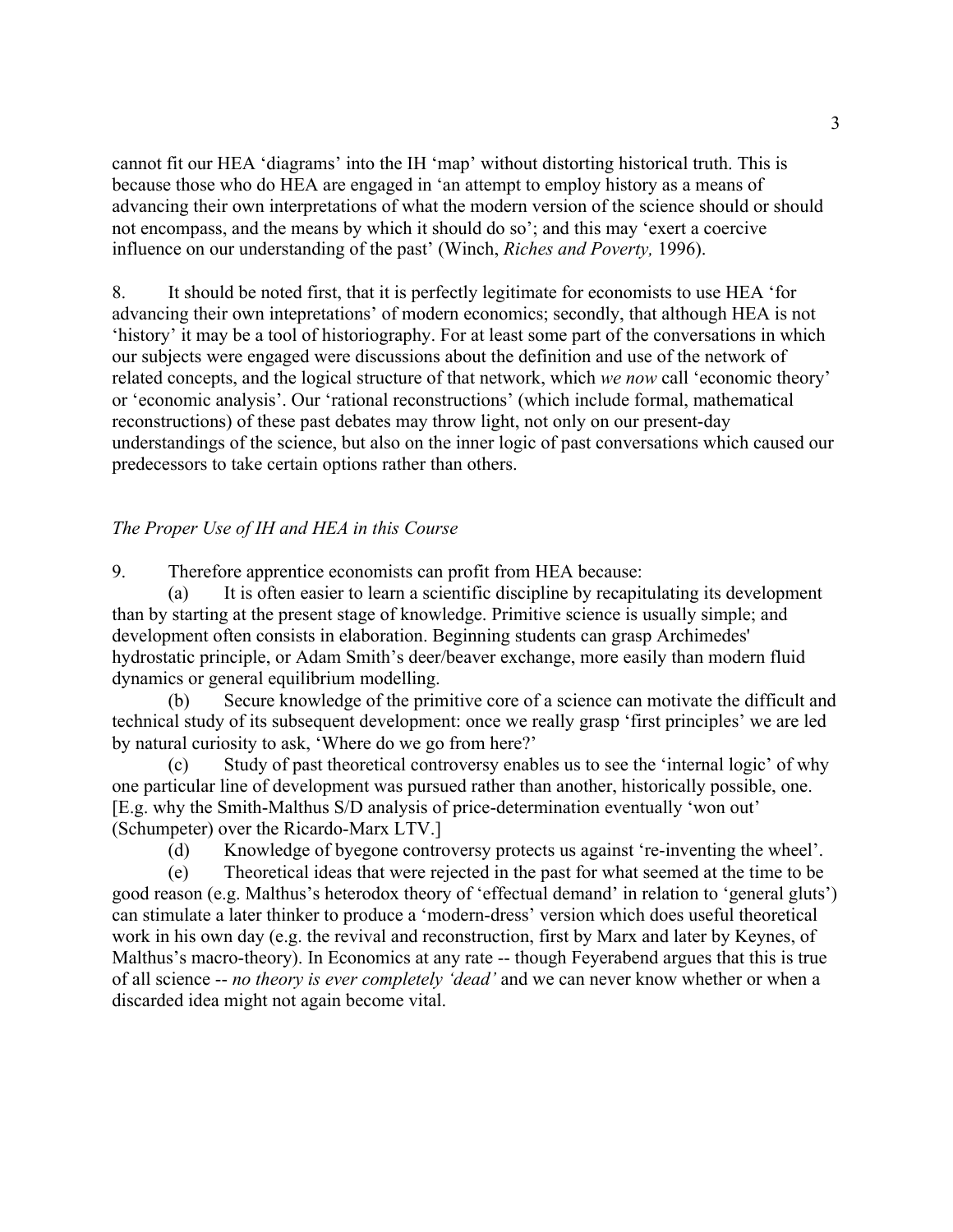cannot fit our HEA 'diagrams' into the IH 'map' without distorting historical truth. This is because those who do HEA are engaged in 'an attempt to employ history as a means of advancing their own interpretations of what the modern version of the science should or should not encompass, and the means by which it should do so'; and this may 'exert a coercive influence on our understanding of the past' (Winch, *Riches and Poverty,* 1996).

8. It should be noted first, that it is perfectly legitimate for economists to use HEA 'for advancing their own intepretations' of modern economics; secondly, that although HEA is not 'history' it may be a tool of historiography. For at least some part of the conversations in which our subjects were engaged were discussions about the definition and use of the network of related concepts, and the logical structure of that network, which *we now* call 'economic theory' or 'economic analysis'. Our 'rational reconstructions' (which include formal, mathematical reconstructions) of these past debates may throw light, not only on our present-day understandings of the science, but also on the inner logic of past conversations which caused our predecessors to take certain options rather than others.

*The Proper Use of IH and HEA in this Course*

9. Therefore apprentice economists can profit from HEA because:

(a) It is often easier to learn a scientific discipline by recapitulating its development than by starting at the present stage of knowledge. Primitive science is usually simple; and development often consists in elaboration. Beginning students can grasp Archimedes' hydrostatic principle, or Adam Smith's deer/beaver exchange, more easily than modern fluid dynamics or general equilibrium modelling.

(b) Secure knowledge of the primitive core of a science can motivate the difficult and technical study of its subsequent development: once we really grasp 'first principles' we are led by natural curiosity to ask, 'Where do we go from here?'

(c) Study of past theoretical controversy enables us to see the 'internal logic' of why one particular line of development was pursued rather than another, historically possible, one. [E.g. why the Smith-Malthus S/D analysis of price-determination eventually 'won out' (Schumpeter) over the Ricardo-Marx LTV.]

(d) Knowledge of byegone controversy protects us against 're-inventing the wheel'.

(e) Theoretical ideas that were rejected in the past for what seemed at the time to be good reason (e.g. Malthus's heterodox theory of 'effectual demand' in relation to 'general gluts') can stimulate a later thinker to produce a 'modern-dress' version which does useful theoretical work in his own day (e.g. the revival and reconstruction, first by Marx and later by Keynes, of Malthus's macro-theory). In Economics at any rate -- though Feyerabend argues that this is true of all science -- *no theory is ever completely 'dead'* and we can never know whether or when a discarded idea might not again become vital.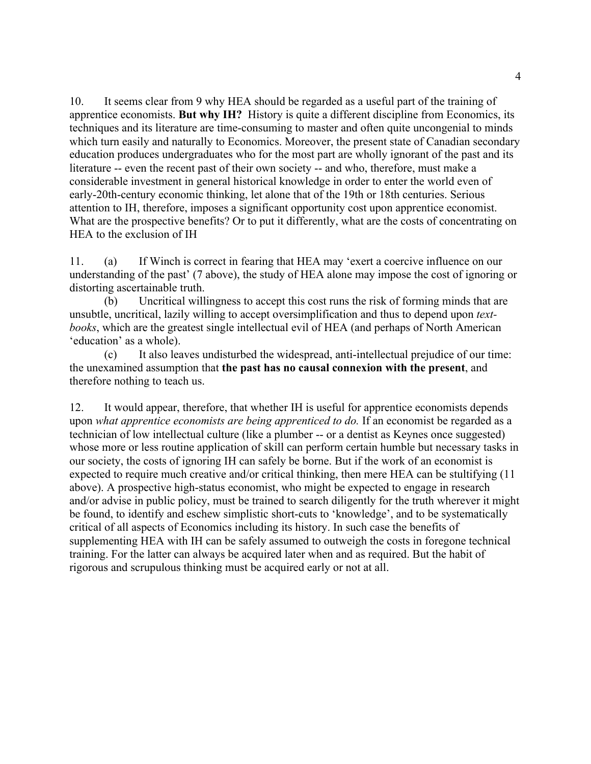10. It seems clear from 9 why HEA should be regarded as a useful part of the training of apprentice economists. **But why IH?** History is quite a different discipline from Economics, its techniques and its literature are time-consuming to master and often quite uncongenial to minds which turn easily and naturally to Economics. Moreover, the present state of Canadian secondary education produces undergraduates who for the most part are wholly ignorant of the past and its literature -- even the recent past of their own society -- and who, therefore, must make a considerable investment in general historical knowledge in order to enter the world even of early-20th-century economic thinking, let alone that of the 19th or 18th centuries. Serious attention to IH, therefore, imposes a significant opportunity cost upon apprentice economist. What are the prospective benefits? Or to put it differently, what are the costs of concentrating on HEA to the exclusion of IH

11. (a) If Winch is correct in fearing that HEA may 'exert a coercive influence on our understanding of the past' (7 above), the study of HEA alone may impose the cost of ignoring or distorting ascertainable truth.

(b) Uncritical willingness to accept this cost runs the risk of forming minds that are unsubtle, uncritical, lazily willing to accept oversimplification and thus to depend upon *text-books*, which are the greatest single intellectual evil of HEA (and perhaps of North American 'education' as a whole).

(c) It also leaves undisturbed the widespread, anti-intellectual prejudice of our time: the unexamined assumption that **the past has no causal connexion with the present**, and therefore nothing to teach us.

12. It would appear, therefore, that whether IH is useful for apprentice economists depends upon *what apprentice economists are being apprenticed to do.* If an economist be regarded as a technician of low intellectual culture (like a plumber -- or a dentist as Keynes once suggested) whose more or less routine application of skill can perform certain humble but necessary tasks in our society, the costs of ignoring IH can safely be borne. But if the work of an economist is expected to require much creative and/or critical thinking, then mere HEA can be stultifying (11 above). A prospective high-status economist, who might be expected to engage in research and/or advise in public policy, must be trained to search diligently for the truth wherever it might be found, to identify and eschew simplistic short-cuts to 'knowledge', and to be systematically critical of all aspects of Economics including its history. In such case the benefits of supplementing HEA with IH can be safely assumed to outweigh the costs in foregone technical training. For the latter can always be acquired later when and as required. But the habit of rigorous and scrupulous thinking must be acquired early or not at all.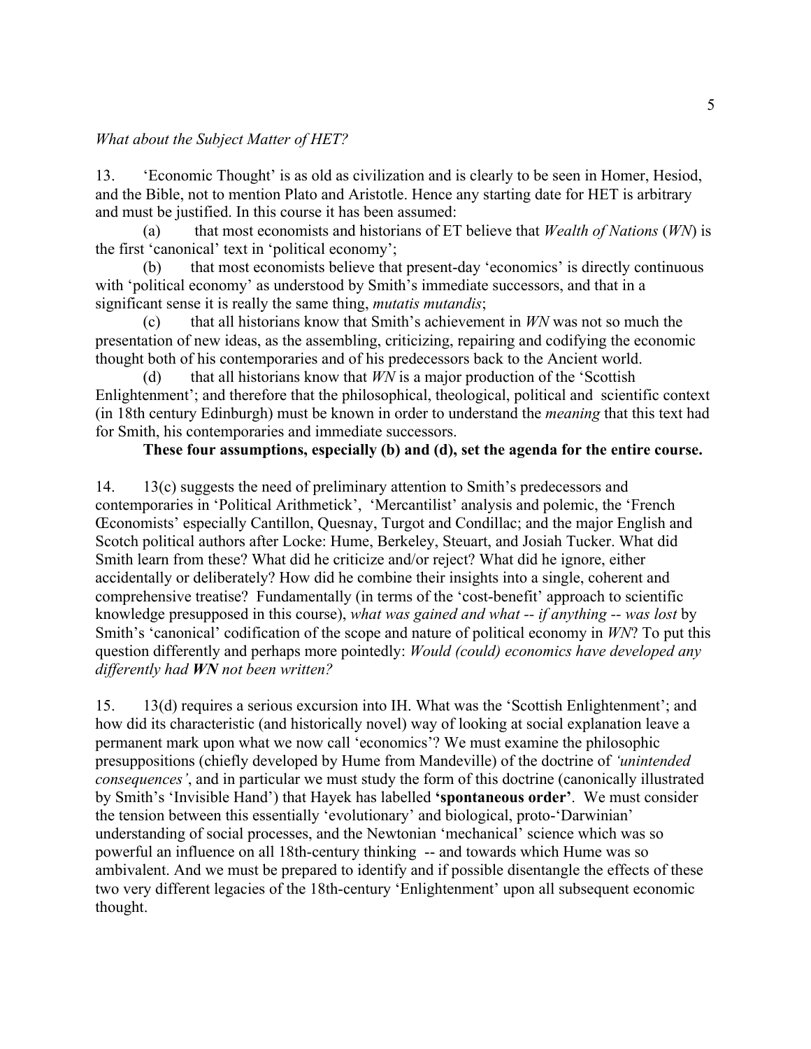*What about the Subject Matter of HET?*

13. 'Economic Thought' is as old as civilization and is clearly to be seen in Homer, Hesiod, and the Bible, not to mention Plato and Aristotle. Hence any starting date for HET is arbitrary and must be justified. In this course it has been assumed:

(a) that most economists and historians of ET believe that *Wealth of Nations* (*WN*) is the first 'canonical' text in 'political economy';

(b) that most economists believe that present-day 'economics' is directly continuous with 'political economy' as understood by Smith's immediate successors, and that in a significant sense it is really the same thing, *mutatis mutandis*;

(c) that all historians know that Smith's achievement in *WN* was not so much the presentation of new ideas, as the assembling, criticizing, repairing and codifying the economic thought both of his contemporaries and of his predecessors back to the Ancient world.

(d) that all historians know that *WN* is a major production of the 'Scottish Enlightenment'; and therefore that the philosophical, theological, political and scientific context (in 18th century Edinburgh) must be known in order to understand the *meaning* that this text had for Smith, his contemporaries and immediate successors.

**These four assumptions, especially (b) and (d), set the agenda for the entire course.**

14. 13(c) suggests the need of preliminary attention to Smith's predecessors and contemporaries in 'Political Arithmetick', 'Mercantilist' analysis and polemic, the 'French Œconomists' especially Cantillon, Quesnay, Turgot and Condillac; and the major English and Scotch political authors after Locke: Hume, Berkeley, Steuart, and Josiah Tucker. What did Smith learn from these? What did he criticize and/or reject? What did he ignore, either accidentally or deliberately? How did he combine their insights into a single, coherent and comprehensive treatise? Fundamentally (in terms of the 'cost-benefit' approach to scientific knowledge presupposed in this course), *what was gained and what -- if anything -- was lost* by Smith's 'canonical' codification of the scope and nature of political economy in *WN*? To put this question differently and perhaps more pointedly: *Would (could) economics have developed any differently had **WN** not been written?*

15. 13(d) requires a serious excursion into IH. What was the 'Scottish Enlightenment'; and how did its characteristic (and historically novel) way of looking at social explanation leave a permanent mark upon what we now call 'economics'? We must examine the philosophic presuppositions (chiefly developed by Hume from Mandeville) of the doctrine of *'unintended consequences'*, and in particular we must study the form of this doctrine (canonically illustrated by Smith's 'Invisible Hand') that Hayek has labelled **'spontaneous order'**. We must consider the tension between this essentially 'evolutionary' and biological, proto-'Darwinian' understanding of social processes, and the Newtonian 'mechanical' science which was so powerful an influence on all 18th-century thinking -- and towards which Hume was so ambivalent. And we must be prepared to identify and if possible disentangle the effects of these two very different legacies of the 18th-century 'Enlightenment' upon all subsequent economic thought.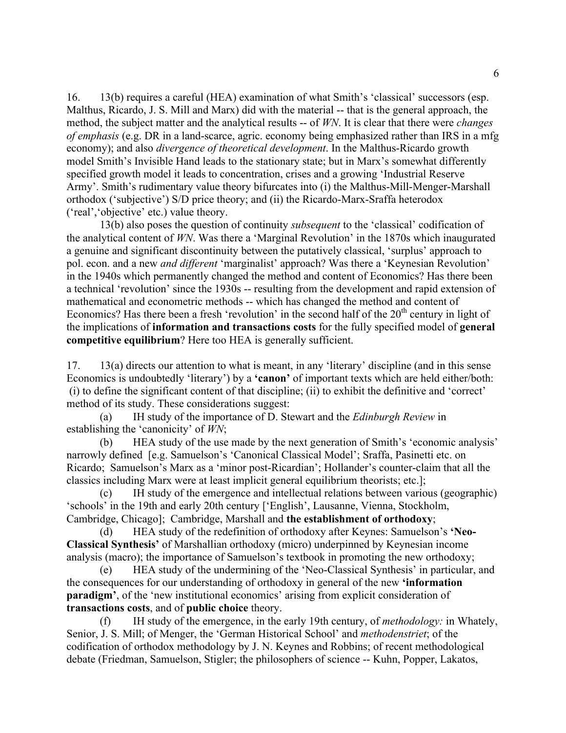16. 13(b) requires a careful (HEA) examination of what Smith's 'classical' successors (esp. Malthus, Ricardo, J. S. Mill and Marx) did with the material -- that is the general approach, the method, the subject matter and the analytical results -- of *WN*. It is clear that there were *changes of emphasis* (e.g. DR in a land-scarce, agric. economy being emphasized rather than IRS in a mfg economy); and also *divergence of theoretical development*. In the Malthus-Ricardo growth model Smith's Invisible Hand leads to the stationary state; but in Marx's somewhat differently specified growth model it leads to concentration, crises and a growing 'Industrial Reserve Army'. Smith's rudimentary value theory bifurcates into (i) the Malthus-Mill-Menger-Marshall orthodox ('subjective') S/D price theory; and (ii) the Ricardo-Marx-Sraffa heterodox ('real','objective' etc.) value theory.

13(b) also poses the question of continuity *subsequent* to the 'classical' codification of the analytical content of *WN*. Was there a 'Marginal Revolution' in the 1870s which inaugurated a genuine and significant discontinuity between the putatively classical, 'surplus' approach to pol. econ. and a new *and different* 'marginalist' approach? Was there a 'Keynesian Revolution' in the 1940s which permanently changed the method and content of Economics? Has there been a technical 'revolution' since the 1930s -- resulting from the development and rapid extension of mathematical and econometric methods -- which has changed the method and content of Economics? Has there been a fresh 'revolution' in the second half of the 20th century in light of the implications of **information and transactions costs** for the fully specified model of **general competitive equilibrium**? Here too HEA is generally sufficient.

17. 13(a) directs our attention to what is meant, in any 'literary' discipline (and in this sense Economics is undoubtedly 'literary') by a **'canon'** of important texts which are held either/both: (i) to define the significant content of that discipline; (ii) to exhibit the definitive and 'correct' method of its study. These considerations suggest:

(a) IH study of the importance of D. Stewart and the *Edinburgh Review* in establishing the 'canonicity' of *WN*;

(b) HEA study of the use made by the next generation of Smith's 'economic analysis' narrowly defined [e.g. Samuelson's 'Canonical Classical Model'; Sraffa, Pasinetti etc. on Ricardo; Samuelson's Marx as a 'minor post-Ricardian'; Hollander's counter-claim that all the classics including Marx were at least implicit general equilibrium theorists; etc.];

(c) IH study of the emergence and intellectual relations between various (geographic) 'schools' in the 19th and early 20th century ['English', Lausanne, Vienna, Stockholm, Cambridge, Chicago]; Cambridge, Marshall and **the establishment of orthodoxy**;

(d) HEA study of the redefinition of orthodoxy after Keynes: Samuelson's **'Neo-Classical Synthesis'** of Marshallian orthodoxy (micro) underpinned by Keynesian income analysis (macro); the importance of Samuelson's textbook in promoting the new orthodoxy;

(e) HEA study of the undermining of the 'Neo-Classical Synthesis' in particular, and the consequences for our understanding of orthodoxy in general of the new **'information paradigm'**, of the 'new institutional economics' arising from explicit consideration of **transactions costs**, and of **public choice** theory.

(f) IH study of the emergence, in the early 19th century, of *methodology:* in Whately, Senior, J. S. Mill; of Menger, the 'German Historical School' and *methodenstriet*; of the codification of orthodox methodology by J. N. Keynes and Robbins; of recent methodological debate (Friedman, Samuelson, Stigler; the philosophers of science -- Kuhn, Popper, Lakatos,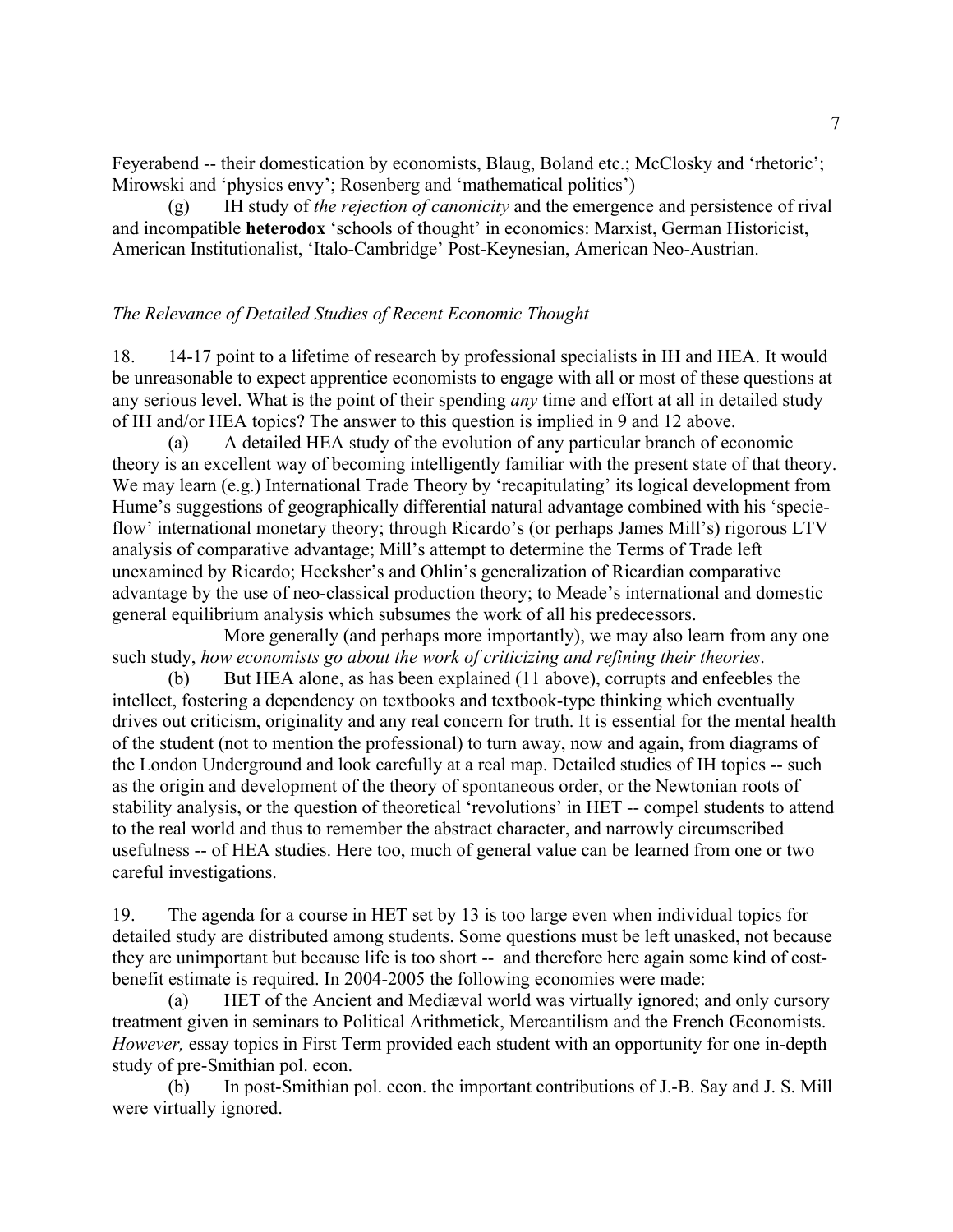Feyerabend -- their domestication by economists, Blaug, Boland etc.; McClosky and 'rhetoric'; Mirowski and 'physics envy'; Rosenberg and 'mathematical politics')

(g) IH study of *the rejection of canonicity* and the emergence and persistence of rival and incompatible **heterodox** 'schools of thought' in economics: Marxist, German Historicist, American Institutionalist, 'Italo-Cambridge' Post-Keynesian, American Neo-Austrian.

### *The Relevance of Detailed Studies of Recent Economic Thought*

18. 14-17 point to a lifetime of research by professional specialists in IH and HEA. It would be unreasonable to expect apprentice economists to engage with all or most of these questions at any serious level. What is the point of their spending *any* time and effort at all in detailed study of IH and/or HEA topics? The answer to this question is implied in 9 and 12 above.

(a) A detailed HEA study of the evolution of any particular branch of economic theory is an excellent way of becoming intelligently familiar with the present state of that theory. We may learn (e.g.) International Trade Theory by 'recapitulating' its logical development from Hume's suggestions of geographically differential natural advantage combined with his 'specie-flow' international monetary theory; through Ricardo's (or perhaps James Mill's) rigorous LTV analysis of comparative advantage; Mill's attempt to determine the Terms of Trade left unexamined by Ricardo; Hecksher's and Ohlin's generalization of Ricardian comparative advantage by the use of neo-classical production theory; to Meade's international and domestic general equilibrium analysis which subsumes the work of all his predecessors.

More generally (and perhaps more importantly), we may also learn from any one such study, *how economists go about the work of criticizing and refining their theories*.

(b) But HEA alone, as has been explained (11 above), corrupts and enfeebles the intellect, fostering a dependency on textbooks and textbook-type thinking which eventually drives out criticism, originality and any real concern for truth. It is essential for the mental health of the student (not to mention the professional) to turn away, now and again, from diagrams of the London Underground and look carefully at a real map. Detailed studies of IH topics -- such as the origin and development of the theory of spontaneous order, or the Newtonian roots of stability analysis, or the question of theoretical 'revolutions' in HET -- compel students to attend to the real world and thus to remember the abstract character, and narrowly circumscribed usefulness -- of HEA studies. Here too, much of general value can be learned from one or two careful investigations.

19. The agenda for a course in HET set by 13 is too large even when individual topics for detailed study are distributed among students. Some questions must be left unasked, not because they are unimportant but because life is too short -- and therefore here again some kind of cost-benefit estimate is required. In 2004-2005 the following economies were made:

(a) HET of the Ancient and Mediæval world was virtually ignored; and only cursory treatment given in seminars to Political Arithmetick, Mercantilism and the French Œconomists. *However,* essay topics in First Term provided each student with an opportunity for one in-depth study of pre-Smithian pol. econ.

(b) In post-Smithian pol. econ. the important contributions of J.-B. Say and J. S. Mill were virtually ignored.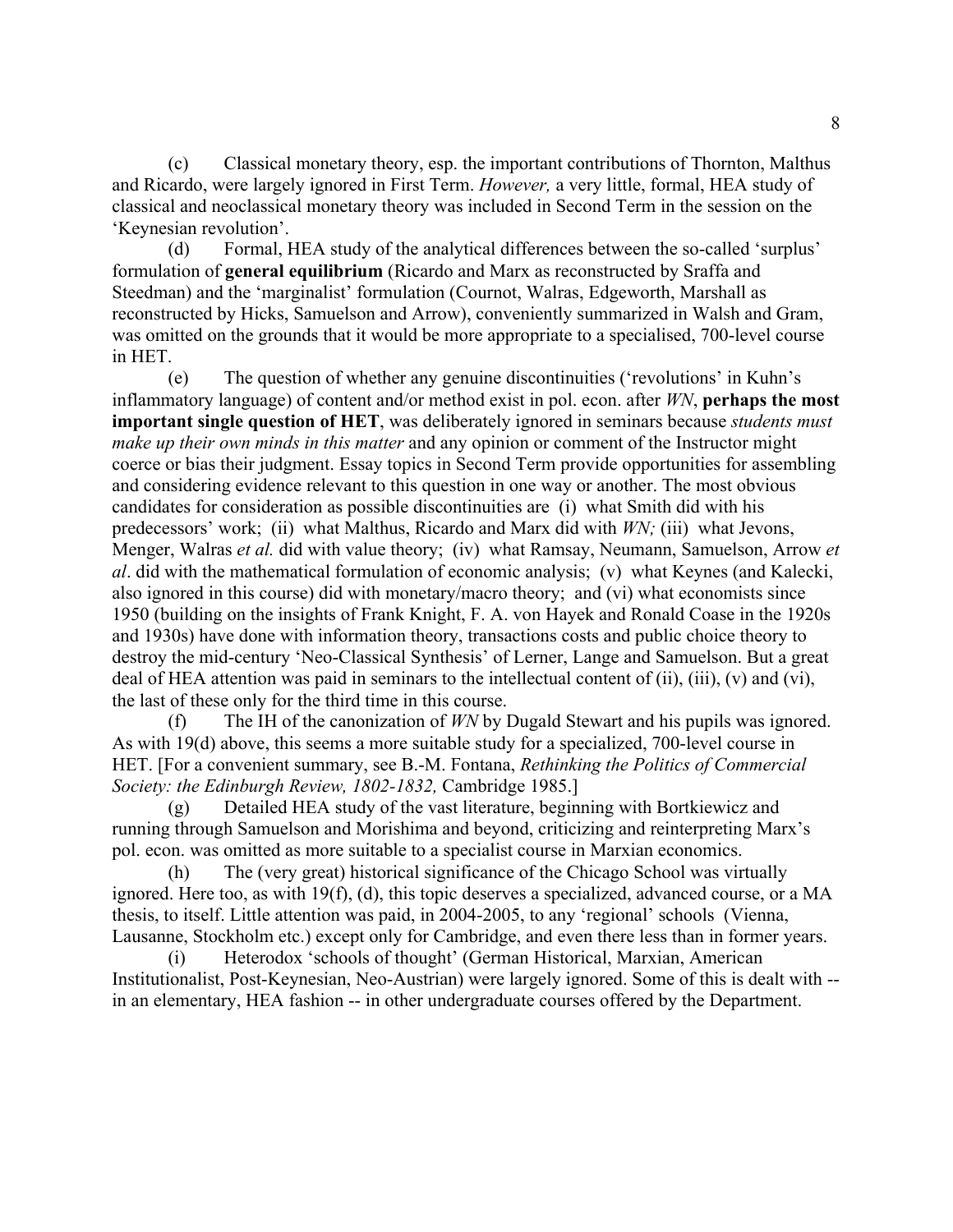(c) Classical monetary theory, esp. the important contributions of Thornton, Malthus and Ricardo, were largely ignored in First Term. *However,* a very little, formal, HEA study of classical and neoclassical monetary theory was included in Second Term in the session on the 'Keynesian revolution'.

(d) Formal, HEA study of the analytical differences between the so-called 'surplus' formulation of **general equilibrium** (Ricardo and Marx as reconstructed by Sraffa and Steedman) and the 'marginalist' formulation (Cournot, Walras, Edgeworth, Marshall as reconstructed by Hicks, Samuelson and Arrow), conveniently summarized in Walsh and Gram, was omitted on the grounds that it would be more appropriate to a specialised, 700-level course in HET.

(e) The question of whether any genuine discontinuities ('revolutions' in Kuhn's inflammatory language) of content and/or method exist in pol. econ. after *WN*, **perhaps the most important single question of HET**, was deliberately ignored in seminars because *students must make up their own minds in this matter* and any opinion or comment of the Instructor might coerce or bias their judgment. Essay topics in Second Term provide opportunities for assembling and considering evidence relevant to this question in one way or another. The most obvious candidates for consideration as possible discontinuities are (i) what Smith did with his predecessors' work; (ii) what Malthus, Ricardo and Marx did with *WN;* (iii) what Jevons, Menger, Walras *et al.* did with value theory; (iv) what Ramsay, Neumann, Samuelson, Arrow *et al*. did with the mathematical formulation of economic analysis; (v) what Keynes (and Kalecki, also ignored in this course) did with monetary/macro theory; and (vi) what economists since 1950 (building on the insights of Frank Knight, F. A. von Hayek and Ronald Coase in the 1920s and 1930s) have done with information theory, transactions costs and public choice theory to destroy the mid-century 'Neo-Classical Synthesis' of Lerner, Lange and Samuelson. But a great deal of HEA attention was paid in seminars to the intellectual content of (ii), (iii), (v) and (vi), the last of these only for the third time in this course.

(f) The IH of the canonization of *WN* by Dugald Stewart and his pupils was ignored. As with 19(d) above, this seems a more suitable study for a specialized, 700-level course in HET. [For a convenient summary, see B.-M. Fontana, *Rethinking the Politics of Commercial Society: the Edinburgh Review, 1802-1832,* Cambridge 1985.]

(g) Detailed HEA study of the vast literature, beginning with Bortkiewicz and running through Samuelson and Morishima and beyond, criticizing and reinterpreting Marx's pol. econ. was omitted as more suitable to a specialist course in Marxian economics.

(h) The (very great) historical significance of the Chicago School was virtually ignored. Here too, as with 19(f), (d), this topic deserves a specialized, advanced course, or a MA thesis, to itself. Little attention was paid, in 2004-2005, to any 'regional' schools (Vienna, Lausanne, Stockholm etc.) except only for Cambridge, and even there less than in former years.

(i) Heterodox 'schools of thought' (German Historical, Marxian, American Institutionalist, Post-Keynesian, Neo-Austrian) were largely ignored. Some of this is dealt with -- in an elementary, HEA fashion -- in other undergraduate courses offered by the Department.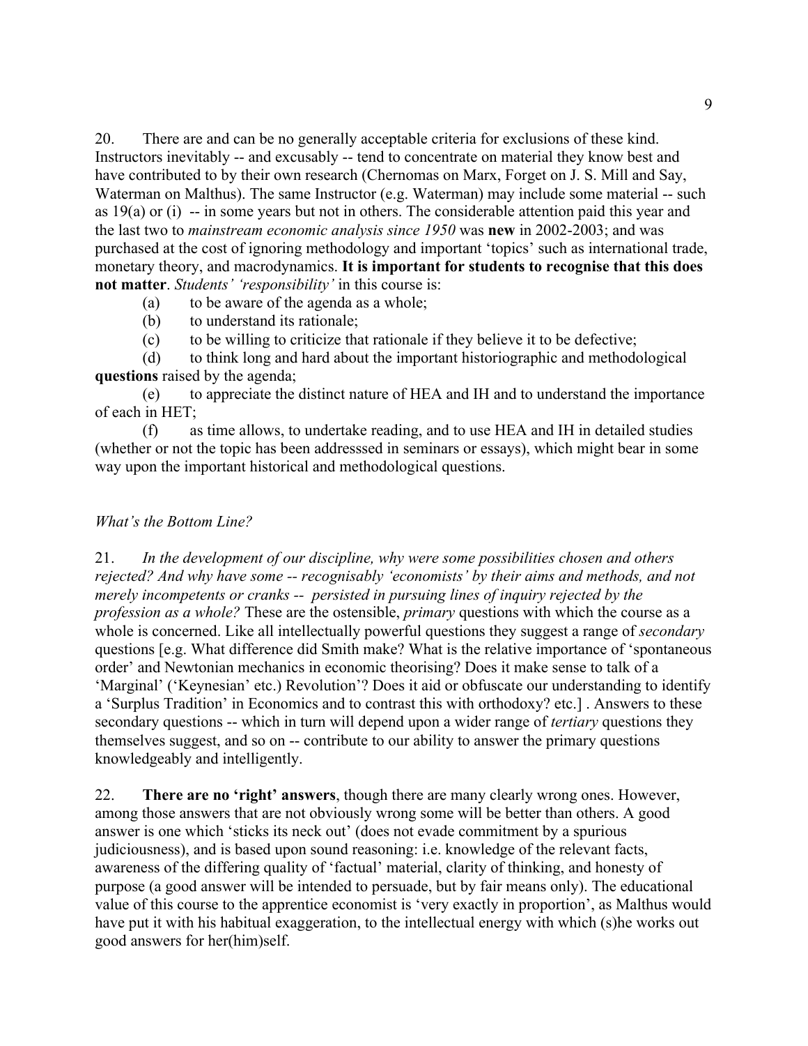20. There are and can be no generally acceptable criteria for exclusions of these kind. Instructors inevitably -- and excusably -- tend to concentrate on material they know best and have contributed to by their own research (Chernomas on Marx, Forget on J. S. Mill and Say, Waterman on Malthus). The same Instructor (e.g. Waterman) may include some material -- such as 19(a) or (i) -- in some years but not in others. The considerable attention paid this year and the last two to *mainstream economic analysis since 1950* was **new** in 2002-2003; and was purchased at the cost of ignoring methodology and important 'topics' such as international trade, monetary theory, and macrodynamics. **It is important for students to recognise that this does not matter**. *Students' 'responsibility'* in this course is:

(a) to be aware of the agenda as a whole;

(b) to understand its rationale;

(c) to be willing to criticize that rationale if they believe it to be defective;

(d) to think long and hard about the important historiographic and methodological **questions** raised by the agenda;

(e) to appreciate the distinct nature of HEA and IH and to understand the importance of each in HET;

(f) as time allows, to undertake reading, and to use HEA and IH in detailed studies (whether or not the topic has been addresssed in seminars or essays), which might bear in some way upon the important historical and methodological questions.

*What's the Bottom Line?*

21. *In the development of our discipline, why were some possibilities chosen and others rejected? And why have some -- recognisably 'economists' by their aims and methods, and not merely incompetents or cranks -- persisted in pursuing lines of inquiry rejected by the profession as a whole?* These are the ostensible, *primary* questions with which the course as a whole is concerned. Like all intellectually powerful questions they suggest a range of *secondary* questions [e.g. What difference did Smith make? What is the relative importance of 'spontaneous order' and Newtonian mechanics in economic theorising? Does it make sense to talk of a 'Marginal' ('Keynesian' etc.) Revolution'? Does it aid or obfuscate our understanding to identify a 'Surplus Tradition' in Economics and to contrast this with orthodoxy? etc.] . Answers to these secondary questions -- which in turn will depend upon a wider range of *tertiary* questions they themselves suggest, and so on -- contribute to our ability to answer the primary questions knowledgeably and intelligently.

22. **There are no 'right' answers**, though there are many clearly wrong ones. However, among those answers that are not obviously wrong some will be better than others. A good answer is one which 'sticks its neck out' (does not evade commitment by a spurious judiciousness), and is based upon sound reasoning: i.e. knowledge of the relevant facts, awareness of the differing quality of 'factual' material, clarity of thinking, and honesty of purpose (a good answer will be intended to persuade, but by fair means only). The educational value of this course to the apprentice economist is 'very exactly in proportion', as Malthus would have put it with his habitual exaggeration, to the intellectual energy with which (s)he works out good answers for her(him)self.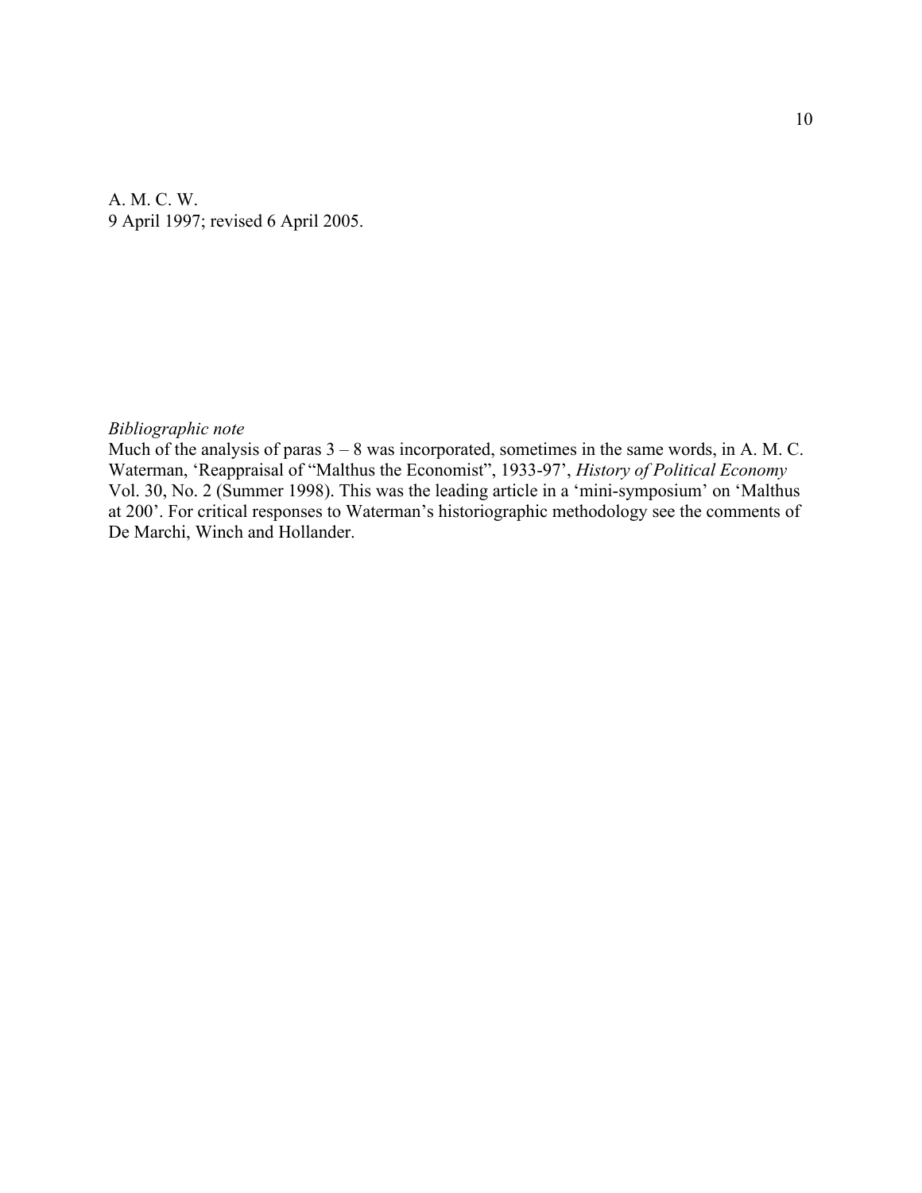A. M. C. W.
9 April 1997; revised 6 April 2005.

*Bibliographic note*
Much of the analysis of paras 3 – 8 was incorporated, sometimes in the same words, in A. M. C. Waterman, 'Reappraisal of "Malthus the Economist", 1933-97', *History of Political Economy* Vol. 30, No. 2 (Summer 1998). This was the leading article in a 'mini-symposium' on 'Malthus at 200'. For critical responses to Waterman's historiographic methodology see the comments of De Marchi, Winch and Hollander.